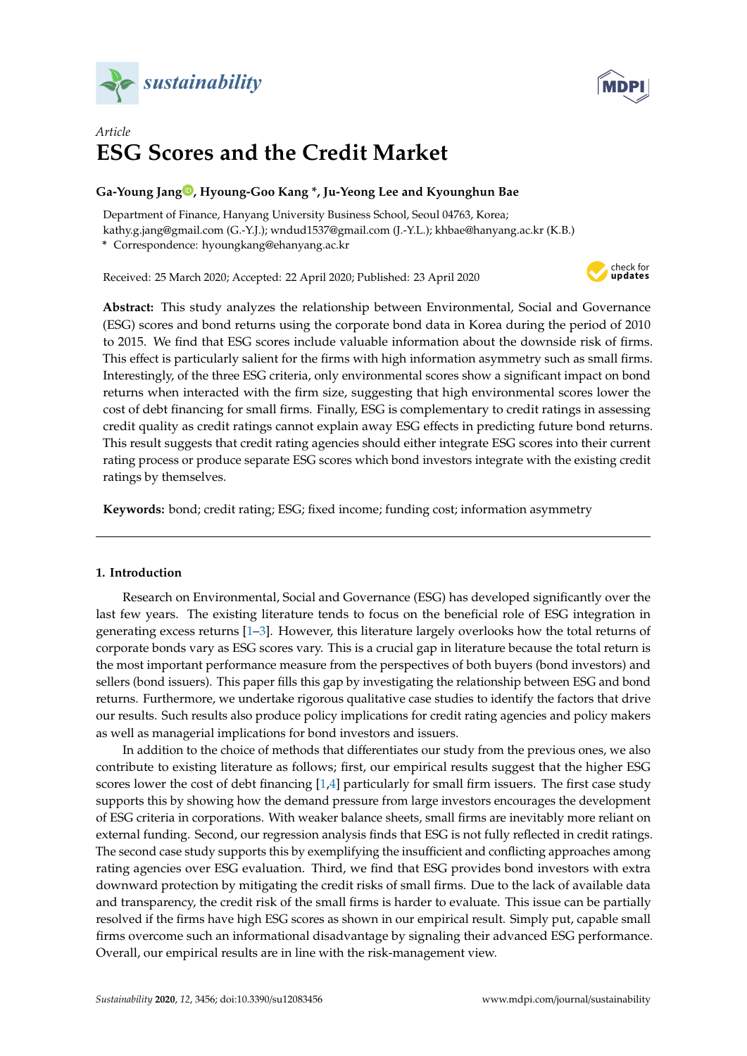*sustainability*

*Article*

# ESG Scores and the Credit Market

**Ga-Young Jang, Hyoung-Goo Kang \*, Ju-Yeong Lee and Kyounghun Bae**

Department of Finance, Hanyang University Business School, Seoul 04763, Korea; kathy.g.jang@gmail.com (G.-Y.J.); wndud1537@gmail.com (J.-Y.L.); khbae@hanyang.ac.kr (K.B.)

\* Correspondence: hyoungkang@ehanyang.ac.kr

Received: 25 March 2020; Accepted: 22 April 2020; Published: 23 April 2020

**Abstract:** This study analyzes the relationship between Environmental, Social and Governance (ESG) scores and bond returns using the corporate bond data in Korea during the period of 2010 to 2015. We find that ESG scores include valuable information about the downside risk of firms. This effect is particularly salient for the firms with high information asymmetry such as small firms. Interestingly, of the three ESG criteria, only environmental scores show a significant impact on bond returns when interacted with the firm size, suggesting that high environmental scores lower the cost of debt financing for small firms. Finally, ESG is complementary to credit ratings in assessing credit quality as credit ratings cannot explain away ESG effects in predicting future bond returns. This result suggests that credit rating agencies should either integrate ESG scores into their current rating process or produce separate ESG scores which bond investors integrate with the existing credit ratings by themselves.

**Keywords:** bond; credit rating; ESG; fixed income; funding cost; information asymmetry

## 1. Introduction

Research on Environmental, Social and Governance (ESG) has developed significantly over the last few years. The existing literature tends to focus on the beneficial role of ESG integration in generating excess returns [1–3]. However, this literature largely overlooks how the total returns of corporate bonds vary as ESG scores vary. This is a crucial gap in literature because the total return is the most important performance measure from the perspectives of both buyers (bond investors) and sellers (bond issuers). This paper fills this gap by investigating the relationship between ESG and bond returns. Furthermore, we undertake rigorous qualitative case studies to identify the factors that drive our results. Such results also produce policy implications for credit rating agencies and policy makers as well as managerial implications for bond investors and issuers.

In addition to the choice of methods that differentiates our study from the previous ones, we also contribute to existing literature as follows; first, our empirical results suggest that the higher ESG scores lower the cost of debt financing [1,4] particularly for small firm issuers. The first case study supports this by showing how the demand pressure from large investors encourages the development of ESG criteria in corporations. With weaker balance sheets, small firms are inevitably more reliant on external funding. Second, our regression analysis finds that ESG is not fully reflected in credit ratings. The second case study supports this by exemplifying the insufficient and conflicting approaches among rating agencies over ESG evaluation. Third, we find that ESG provides bond investors with extra downward protection by mitigating the credit risks of small firms. Due to the lack of available data and transparency, the credit risk of the small firms is harder to evaluate. This issue can be partially resolved if the firms have high ESG scores as shown in our empirical result. Simply put, capable small firms overcome such an informational disadvantage by signaling their advanced ESG performance. Overall, our empirical results are in line with the risk-management view.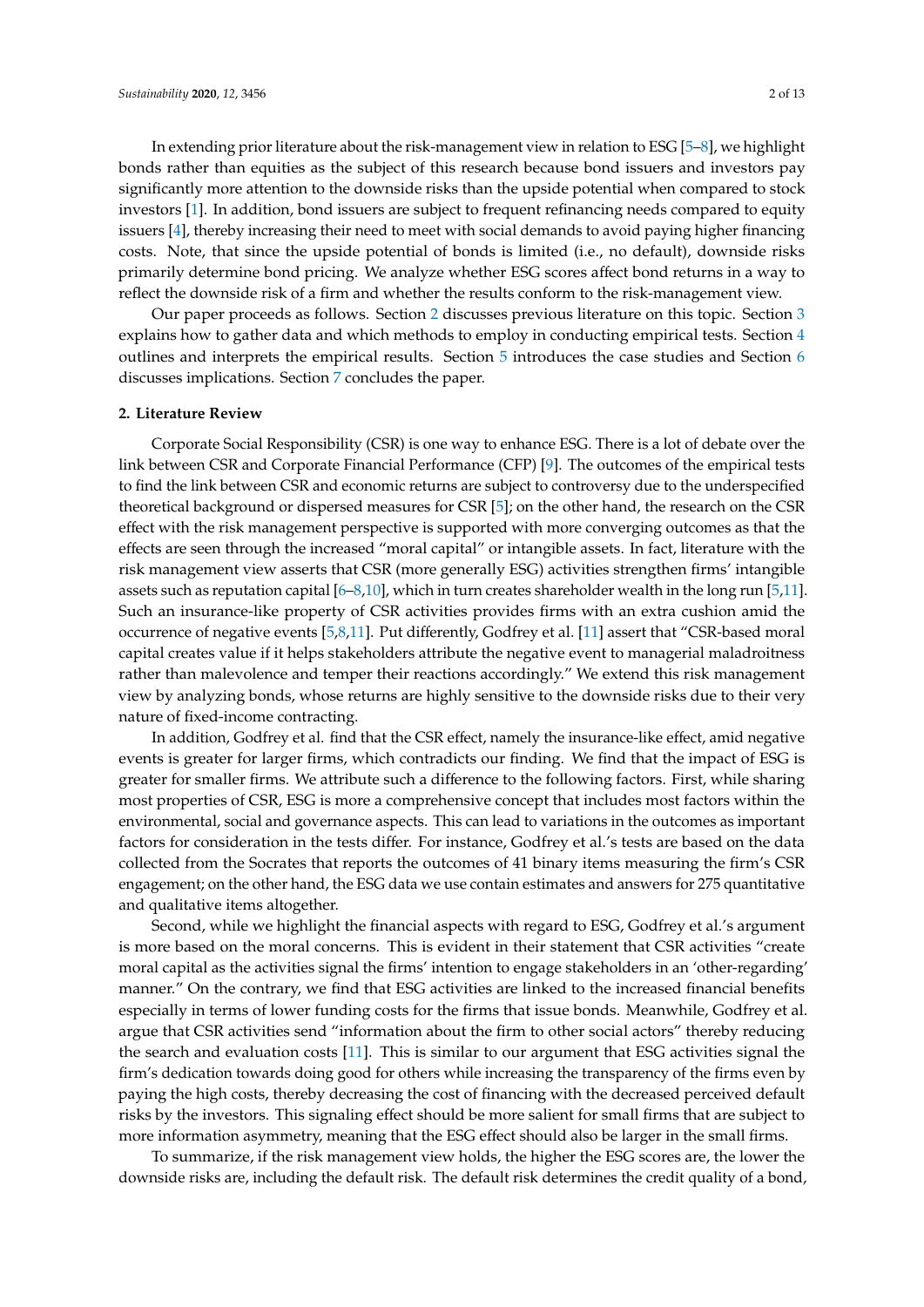In extending prior literature about the risk-management view in relation to ESG [5–8], we highlight bonds rather than equities as the subject of this research because bond issuers and investors pay significantly more attention to the downside risks than the upside potential when compared to stock investors [1]. In addition, bond issuers are subject to frequent refinancing needs compared to equity issuers [4], thereby increasing their need to meet with social demands to avoid paying higher financing costs. Note, that since the upside potential of bonds is limited (i.e., no default), downside risks primarily determine bond pricing. We analyze whether ESG scores affect bond returns in a way to reflect the downside risk of a firm and whether the results conform to the risk-management view.

Our paper proceeds as follows. Section 2 discusses previous literature on this topic. Section 3 explains how to gather data and which methods to employ in conducting empirical tests. Section 4 outlines and interprets the empirical results. Section 5 introduces the case studies and Section 6 discusses implications. Section 7 concludes the paper.

## 2. Literature Review

Corporate Social Responsibility (CSR) is one way to enhance ESG. There is a lot of debate over the link between CSR and Corporate Financial Performance (CFP) [9]. The outcomes of the empirical tests to find the link between CSR and economic returns are subject to controversy due to the underspecified theoretical background or dispersed measures for CSR [5]; on the other hand, the research on the CSR effect with the risk management perspective is supported with more converging outcomes as that the effects are seen through the increased "moral capital" or intangible assets. In fact, literature with the risk management view asserts that CSR (more generally ESG) activities strengthen firms' intangible assets such as reputation capital [6–8,10], which in turn creates shareholder wealth in the long run [5,11]. Such an insurance-like property of CSR activities provides firms with an extra cushion amid the occurrence of negative events [5,8,11]. Put differently, Godfrey et al. [11] assert that "CSR-based moral capital creates value if it helps stakeholders attribute the negative event to managerial maladroitness rather than malevolence and temper their reactions accordingly." We extend this risk management view by analyzing bonds, whose returns are highly sensitive to the downside risks due to their very nature of fixed-income contracting.

In addition, Godfrey et al. find that the CSR effect, namely the insurance-like effect, amid negative events is greater for larger firms, which contradicts our finding. We find that the impact of ESG is greater for smaller firms. We attribute such a difference to the following factors. First, while sharing most properties of CSR, ESG is more a comprehensive concept that includes most factors within the environmental, social and governance aspects. This can lead to variations in the outcomes as important factors for consideration in the tests differ. For instance, Godfrey et al.'s tests are based on the data collected from the Socrates that reports the outcomes of 41 binary items measuring the firm's CSR engagement; on the other hand, the ESG data we use contain estimates and answers for 275 quantitative and qualitative items altogether.

Second, while we highlight the financial aspects with regard to ESG, Godfrey et al.'s argument is more based on the moral concerns. This is evident in their statement that CSR activities "create moral capital as the activities signal the firms' intention to engage stakeholders in an 'other-regarding' manner." On the contrary, we find that ESG activities are linked to the increased financial benefits especially in terms of lower funding costs for the firms that issue bonds. Meanwhile, Godfrey et al. argue that CSR activities send "information about the firm to other social actors" thereby reducing the search and evaluation costs [11]. This is similar to our argument that ESG activities signal the firm's dedication towards doing good for others while increasing the transparency of the firms even by paying the high costs, thereby decreasing the cost of financing with the decreased perceived default risks by the investors. This signaling effect should be more salient for small firms that are subject to more information asymmetry, meaning that the ESG effect should also be larger in the small firms.

To summarize, if the risk management view holds, the higher the ESG scores are, the lower the downside risks are, including the default risk. The default risk determines the credit quality of a bond,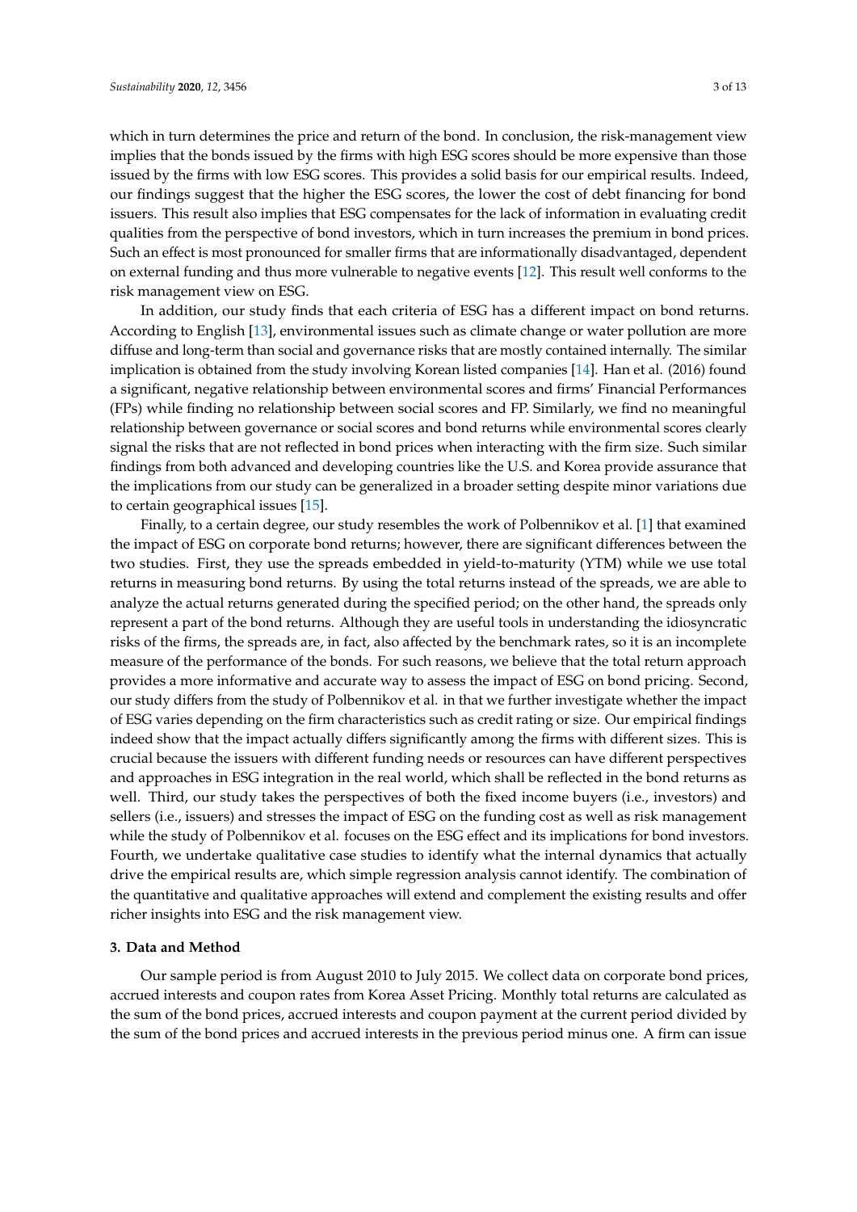which in turn determines the price and return of the bond. In conclusion, the risk-management view implies that the bonds issued by the firms with high ESG scores should be more expensive than those issued by the firms with low ESG scores. This provides a solid basis for our empirical results. Indeed, our findings suggest that the higher the ESG scores, the lower the cost of debt financing for bond issuers. This result also implies that ESG compensates for the lack of information in evaluating credit qualities from the perspective of bond investors, which in turn increases the premium in bond prices. Such an effect is most pronounced for smaller firms that are informationally disadvantaged, dependent on external funding and thus more vulnerable to negative events [12]. This result well conforms to the risk management view on ESG.

In addition, our study finds that each criteria of ESG has a different impact on bond returns. According to English [13], environmental issues such as climate change or water pollution are more diffuse and long-term than social and governance risks that are mostly contained internally. The similar implication is obtained from the study involving Korean listed companies [14]. Han et al. (2016) found a significant, negative relationship between environmental scores and firms' Financial Performances (FPs) while finding no relationship between social scores and FP. Similarly, we find no meaningful relationship between governance or social scores and bond returns while environmental scores clearly signal the risks that are not reflected in bond prices when interacting with the firm size. Such similar findings from both advanced and developing countries like the U.S. and Korea provide assurance that the implications from our study can be generalized in a broader setting despite minor variations due to certain geographical issues [15].

Finally, to a certain degree, our study resembles the work of Polbennikov et al. [1] that examined the impact of ESG on corporate bond returns; however, there are significant differences between the two studies. First, they use the spreads embedded in yield-to-maturity (YTM) while we use total returns in measuring bond returns. By using the total returns instead of the spreads, we are able to analyze the actual returns generated during the specified period; on the other hand, the spreads only represent a part of the bond returns. Although they are useful tools in understanding the idiosyncratic risks of the firms, the spreads are, in fact, also affected by the benchmark rates, so it is an incomplete measure of the performance of the bonds. For such reasons, we believe that the total return approach provides a more informative and accurate way to assess the impact of ESG on bond pricing. Second, our study differs from the study of Polbennikov et al. in that we further investigate whether the impact of ESG varies depending on the firm characteristics such as credit rating or size. Our empirical findings indeed show that the impact actually differs significantly among the firms with different sizes. This is crucial because the issuers with different funding needs or resources can have different perspectives and approaches in ESG integration in the real world, which shall be reflected in the bond returns as well. Third, our study takes the perspectives of both the fixed income buyers (i.e., investors) and sellers (i.e., issuers) and stresses the impact of ESG on the funding cost as well as risk management while the study of Polbennikov et al. focuses on the ESG effect and its implications for bond investors. Fourth, we undertake qualitative case studies to identify what the internal dynamics that actually drive the empirical results are, which simple regression analysis cannot identify. The combination of the quantitative and qualitative approaches will extend and complement the existing results and offer richer insights into ESG and the risk management view.

## 3. Data and Method

Our sample period is from August 2010 to July 2015. We collect data on corporate bond prices, accrued interests and coupon rates from Korea Asset Pricing. Monthly total returns are calculated as the sum of the bond prices, accrued interests and coupon payment at the current period divided by the sum of the bond prices and accrued interests in the previous period minus one. A firm can issue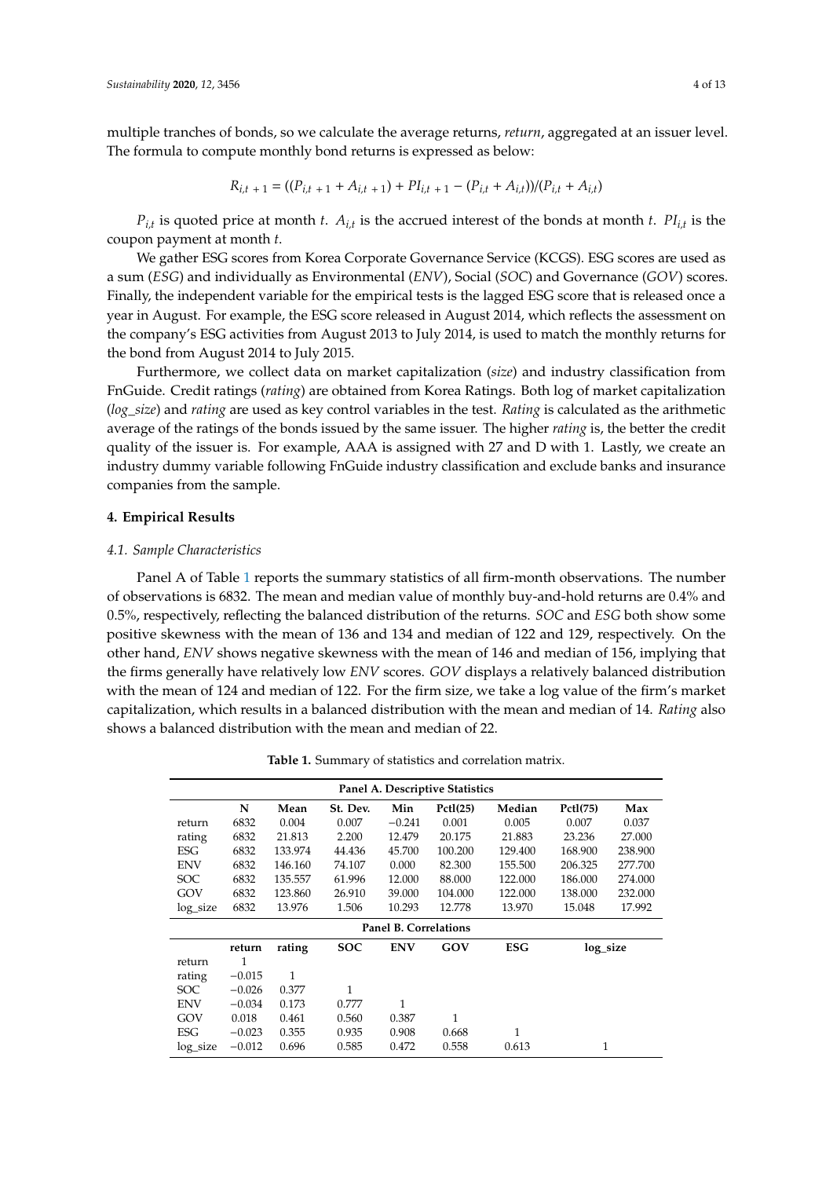multiple tranches of bonds, so we calculate the average returns, *return*, aggregated at an issuer level. The formula to compute monthly bond returns is expressed as below:

$$R_{i,t+1} = ((P_{i,t+1} + A_{i,t+1}) + PI_{i,t+1} - (P_{i,t} + A_{i,t}))/(P_{i,t} + A_{i,t})$$

$P_{i,t}$ is quoted price at month $t$. $A_{i,t}$ is the accrued interest of the bonds at month $t$. $PI_{i,t}$ is the coupon payment at month $t$.

We gather ESG scores from Korea Corporate Governance Service (KCGS). ESG scores are used as a sum (*ESG*) and individually as Environmental (*ENV*), Social (*SOC*) and Governance (*GOV*) scores. Finally, the independent variable for the empirical tests is the lagged ESG score that is released once a year in August. For example, the ESG score released in August 2014, which reflects the assessment on the company's ESG activities from August 2013 to July 2014, is used to match the monthly returns for the bond from August 2014 to July 2015.

Furthermore, we collect data on market capitalization (*size*) and industry classification from FnGuide. Credit ratings (*rating*) are obtained from Korea Ratings. Both log of market capitalization (*log_size*) and *rating* are used as key control variables in the test. *Rating* is calculated as the arithmetic average of the ratings of the bonds issued by the same issuer. The higher *rating* is, the better the credit quality of the issuer is. For example, AAA is assigned with 27 and D with 1. Lastly, we create an industry dummy variable following FnGuide industry classification and exclude banks and insurance companies from the sample.

## 4. Empirical Results

### 4.1. Sample Characteristics

Panel A of Table 1 reports the summary statistics of all firm-month observations. The number of observations is 6832. The mean and median value of monthly buy-and-hold returns are 0.4% and 0.5%, respectively, reflecting the balanced distribution of the returns. *SOC* and *ESG* both show some positive skewness with the mean of 136 and 134 and median of 122 and 129, respectively. On the other hand, *ENV* shows negative skewness with the mean of 146 and median of 156, implying that the firms generally have relatively low *ENV* scores. *GOV* displays a relatively balanced distribution with the mean of 124 and median of 122. For the firm size, we take a log value of the firm's market capitalization, which results in a balanced distribution with the mean and median of 14. *Rating* also shows a balanced distribution with the mean and median of 22.

**Table 1.** Summary of statistics and correlation matrix.

| Panel A. Descriptive Statistics | | | | | | | | |
|---|---|---|---|---|---|---|---|---|
| | N | Mean | St. Dev. | Min | Pctl(25) | Median | Pctl(75) | Max |
| return | 6832 | 0.004 | 0.007 | −0.241 | 0.001 | 0.005 | 0.007 | 0.037 |
| rating | 6832 | 21.813 | 2.200 | 12.479 | 20.175 | 21.883 | 23.236 | 27.000 |
| ESG | 6832 | 133.974 | 44.436 | 45.700 | 100.200 | 129.400 | 168.900 | 238.900 |
| ENV | 6832 | 146.160 | 74.107 | 0.000 | 82.300 | 155.500 | 206.325 | 277.700 |
| SOC | 6832 | 135.557 | 61.996 | 12.000 | 88.000 | 122.000 | 186.000 | 274.000 |
| GOV | 6832 | 123.860 | 26.910 | 39.000 | 104.000 | 122.000 | 138.000 | 232.000 |
| log_size | 6832 | 13.976 | 1.506 | 10.293 | 12.778 | 13.970 | 15.048 | 17.992 |

| Panel B. Correlations | | | | | | | |
|---|---|---|---|---|---|---|---|
| | return | rating | SOC | ENV | GOV | ESG | log_size |
| return | 1 | | | | | | |
| rating | −0.015 | 1 | | | | | |
| SOC | −0.026 | 0.377 | 1 | | | | |
| ENV | −0.034 | 0.173 | 0.777 | 1 | | | |
| GOV | 0.018 | 0.461 | 0.560 | 0.387 | 1 | | |
| ESG | −0.023 | 0.355 | 0.935 | 0.908 | 0.668 | 1 | |
| log_size | −0.012 | 0.696 | 0.585 | 0.472 | 0.558 | 0.613 | 1 |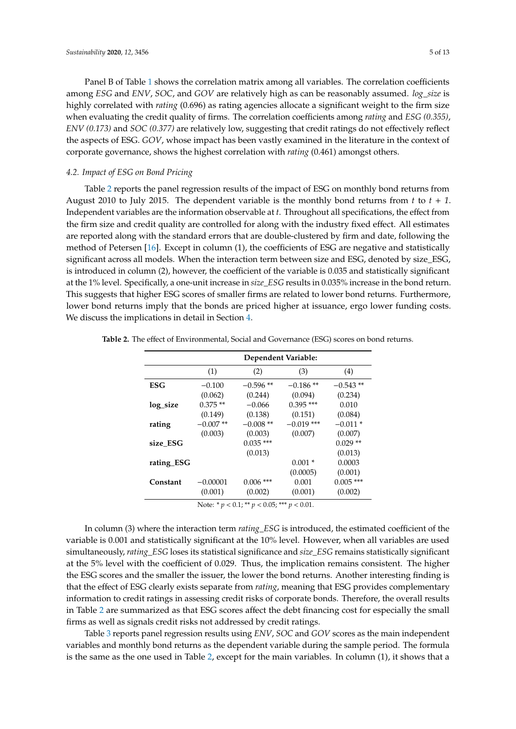Panel B of Table 1 shows the correlation matrix among all variables. The correlation coefficients among *ESG* and *ENV*, *SOC*, and *GOV* are relatively high as can be reasonably assumed. *log_size* is highly correlated with *rating* (0.696) as rating agencies allocate a significant weight to the firm size when evaluating the credit quality of firms. The correlation coefficients among *rating* and *ESG (0.355)*, *ENV (0.173)* and *SOC (0.377)* are relatively low, suggesting that credit ratings do not effectively reflect the aspects of ESG. *GOV*, whose impact has been vastly examined in the literature in the context of corporate governance, shows the highest correlation with *rating* (0.461) amongst others.

### 4.2. Impact of ESG on Bond Pricing

Table 2 reports the panel regression results of the impact of ESG on monthly bond returns from August 2010 to July 2015. The dependent variable is the monthly bond returns from $t$ to $t + 1$. Independent variables are the information observable at $t$. Throughout all specifications, the effect from the firm size and credit quality are controlled for along with the industry fixed effect. All estimates are reported along with the standard errors that are double-clustered by firm and date, following the method of Petersen [16]. Except in column (1), the coefficients of ESG are negative and statistically significant across all models. When the interaction term between size and ESG, denoted by size_ESG, is introduced in column (2), however, the coefficient of the variable is 0.035 and statistically significant at the 1% level. Specifically, a one-unit increase in *size_ESG* results in 0.035% increase in the bond return. This suggests that higher ESG scores of smaller firms are related to lower bond returns. Furthermore, lower bond returns imply that the bonds are priced higher at issuance, ergo lower funding costs. We discuss the implications in detail in Section 4.

**Table 2.** The effect of Environmental, Social and Governance (ESG) scores on bond returns.

| | Dependent Variable: | | | |
|---|---|---|---|---|
| | (1) | (2) | (3) | (4) |
| **ESG** | −0.100 | −0.596 ** | −0.186 ** | −0.543 ** |
| | (0.062) | (0.244) | (0.094) | (0.234) |
| **log_size** | 0.375 ** | −0.066 | 0.395 *** | 0.010 |
| | (0.149) | (0.138) | (0.151) | (0.084) |
| **rating** | −0.007 ** | −0.008 ** | −0.019 *** | −0.011 * |
| | (0.003) | (0.003) | (0.007) | (0.007) |
| **size_ESG** | | 0.035 *** | | 0.029 ** |
| | | (0.013) | | (0.013) |
| **rating_ESG** | | | 0.001 * | 0.0003 |
| | | | (0.0005) | (0.001) |
| **Constant** | −0.00001 | 0.006 *** | 0.001 | 0.005 *** |
| | (0.001) | (0.002) | (0.001) | (0.002) |

Note: * $p < 0.1$; ** $p < 0.05$; *** $p < 0.01$.

In column (3) where the interaction term *rating_ESG* is introduced, the estimated coefficient of the variable is 0.001 and statistically significant at the 10% level. However, when all variables are used simultaneously, *rating_ESG* loses its statistical significance and *size_ESG* remains statistically significant at the 5% level with the coefficient of 0.029. Thus, the implication remains consistent. The higher the ESG scores and the smaller the issuer, the lower the bond returns. Another interesting finding is that the effect of ESG clearly exists separate from *rating*, meaning that ESG provides complementary information to credit ratings in assessing credit risks of corporate bonds. Therefore, the overall results in Table 2 are summarized as that ESG scores affect the debt financing cost for especially the small firms as well as signals credit risks not addressed by credit ratings.

Table 3 reports panel regression results using *ENV*, *SOC* and *GOV* scores as the main independent variables and monthly bond returns as the dependent variable during the sample period. The formula is the same as the one used in Table 2, except for the main variables. In column (1), it shows that a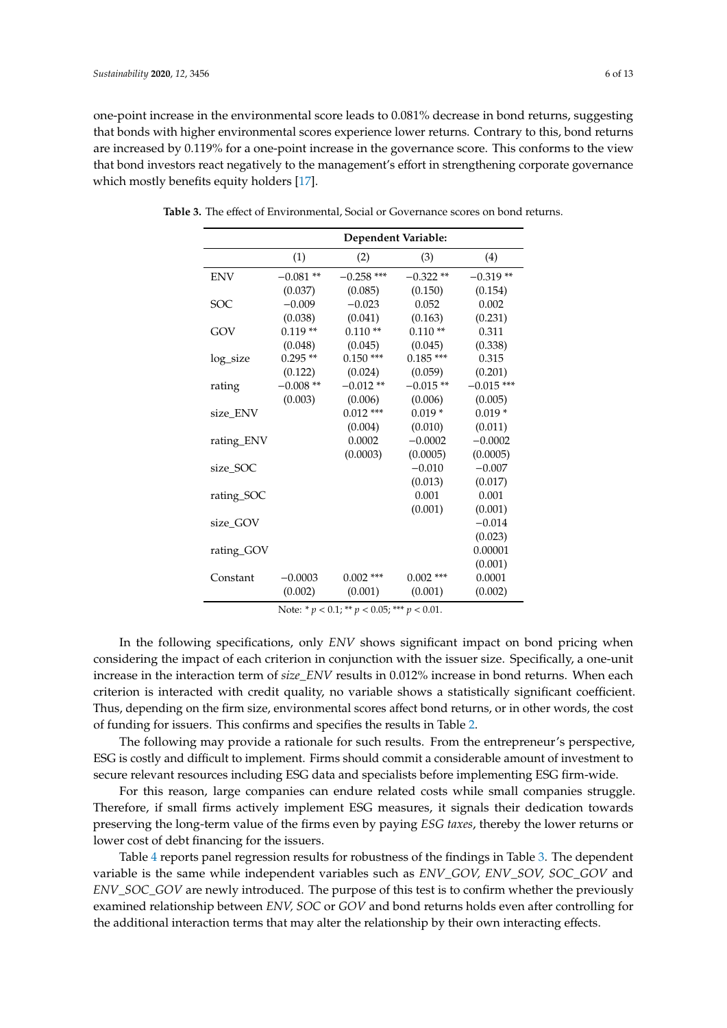one-point increase in the environmental score leads to 0.081% decrease in bond returns, suggesting that bonds with higher environmental scores experience lower returns. Contrary to this, bond returns are increased by 0.119% for a one-point increase in the governance score. This conforms to the view that bond investors react negatively to the management's effort in strengthening corporate governance which mostly benefits equity holders [17].

**Table 3.** The effect of Environmental, Social or Governance scores on bond returns.

| | Dependent Variable: | | | |
|---|---|---|---|---|
| | (1) | (2) | (3) | (4) |
| ENV | −0.081 ** | −0.258 *** | −0.322 ** | −0.319 ** |
| | (0.037) | (0.085) | (0.150) | (0.154) |
| SOC | −0.009 | −0.023 | 0.052 | 0.002 |
| | (0.038) | (0.041) | (0.163) | (0.231) |
| GOV | 0.119 ** | 0.110 ** | 0.110 ** | 0.311 |
| | (0.048) | (0.045) | (0.045) | (0.338) |
| log_size | 0.295 ** | 0.150 *** | 0.185 *** | 0.315 |
| | (0.122) | (0.024) | (0.059) | (0.201) |
| rating | −0.008 ** | −0.012 ** | −0.015 ** | −0.015 *** |
| | (0.003) | (0.006) | (0.006) | (0.005) |
| size_ENV | | 0.012 *** | 0.019 * | 0.019 * |
| | | (0.004) | (0.010) | (0.011) |
| rating_ENV | | 0.0002 | −0.0002 | −0.0002 |
| | | (0.0003) | (0.0005) | (0.0005) |
| size_SOC | | | −0.010 | −0.007 |
| | | | (0.013) | (0.017) |
| rating_SOC | | | 0.001 | 0.001 |
| | | | (0.001) | (0.001) |
| size_GOV | | | | −0.014 |
| | | | | (0.023) |
| rating_GOV | | | | 0.00001 |
| | | | | (0.001) |
| Constant | −0.0003 | 0.002 *** | 0.002 *** | 0.0001 |
| | (0.002) | (0.001) | (0.001) | (0.002) |

Note: * $p < 0.1$; ** $p < 0.05$; *** $p < 0.01$.

In the following specifications, only *ENV* shows significant impact on bond pricing when considering the impact of each criterion in conjunction with the issuer size. Specifically, a one-unit increase in the interaction term of *size_ENV* results in 0.012% increase in bond returns. When each criterion is interacted with credit quality, no variable shows a statistically significant coefficient. Thus, depending on the firm size, environmental scores affect bond returns, or in other words, the cost of funding for issuers. This confirms and specifies the results in Table 2.

The following may provide a rationale for such results. From the entrepreneur's perspective, ESG is costly and difficult to implement. Firms should commit a considerable amount of investment to secure relevant resources including ESG data and specialists before implementing ESG firm-wide.

For this reason, large companies can endure related costs while small companies struggle. Therefore, if small firms actively implement ESG measures, it signals their dedication towards preserving the long-term value of the firms even by paying *ESG taxes*, thereby the lower returns or lower cost of debt financing for the issuers.

Table 4 reports panel regression results for robustness of the findings in Table 3. The dependent variable is the same while independent variables such as *ENV_GOV, ENV_SOV, SOC_GOV* and *ENV_SOC_GOV* are newly introduced. The purpose of this test is to confirm whether the previously examined relationship between *ENV, SOC* or *GOV* and bond returns holds even after controlling for the additional interaction terms that may alter the relationship by their own interacting effects.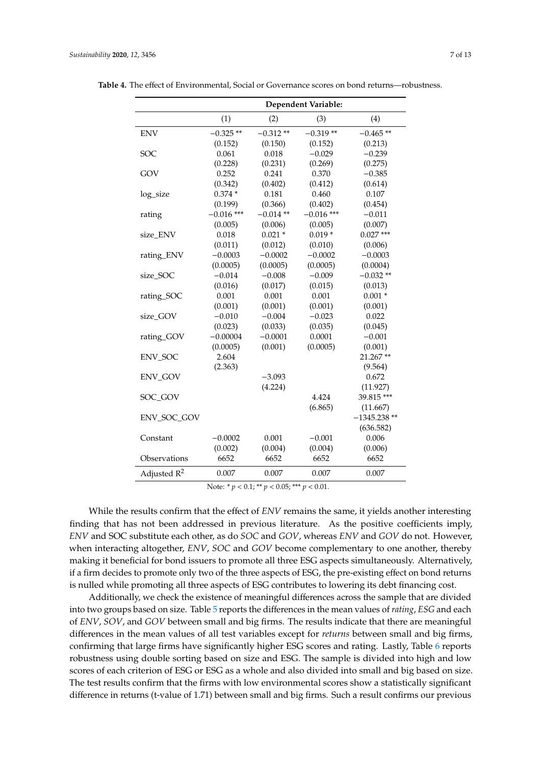**Table 4.** The effect of Environmental, Social or Governance scores on bond returns—robustness.

| | Dependent Variable: | | | |
|---|---|---|---|---|
| | (1) | (2) | (3) | (4) |
| ENV | −0.325 ** | −0.312 ** | −0.319 ** | −0.465 ** |
| | (0.152) | (0.150) | (0.152) | (0.213) |
| SOC | 0.061 | 0.018 | −0.029 | −0.239 |
| | (0.228) | (0.231) | (0.269) | (0.275) |
| GOV | 0.252 | 0.241 | 0.370 | −0.385 |
| | (0.342) | (0.402) | (0.412) | (0.614) |
| log_size | 0.374 * | 0.181 | 0.460 | 0.107 |
| | (0.199) | (0.366) | (0.402) | (0.454) |
| rating | −0.016 *** | −0.014 ** | −0.016 *** | −0.011 |
| | (0.005) | (0.006) | (0.005) | (0.007) |
| size_ENV | 0.018 | 0.021 * | 0.019 * | 0.027 *** |
| | (0.011) | (0.012) | (0.010) | (0.006) |
| rating_ENV | −0.0003 | −0.0002 | −0.0002 | −0.0003 |
| | (0.0005) | (0.0005) | (0.0005) | (0.0004) |
| size_SOC | −0.014 | −0.008 | −0.009 | −0.032 ** |
| | (0.016) | (0.017) | (0.015) | (0.013) |
| rating_SOC | 0.001 | 0.001 | 0.001 | 0.001 * |
| | (0.001) | (0.001) | (0.001) | (0.001) |
| size_GOV | −0.010 | −0.004 | −0.023 | 0.022 |
| | (0.023) | (0.033) | (0.035) | (0.045) |
| rating_GOV | −0.00004 | −0.0001 | 0.0001 | −0.001 |
| | (0.0005) | (0.001) | (0.0005) | (0.001) |
| ENV_SOC | 2.604 | | | 21.267 ** |
| | (2.363) | | | (9.564) |
| ENV_GOV | | −3.093 | | 0.672 |
| | | (4.224) | | (11.927) |
| SOC_GOV | | | 4.424 | 39.815 *** |
| | | | (6.865) | (11.667) |
| ENV_SOC_GOV | | | | −1345.238 ** |
| | | | | (636.582) |
| Constant | −0.0002 | 0.001 | −0.001 | 0.006 |
| | (0.002) | (0.004) | (0.004) | (0.006) |
| Observations | 6652 | 6652 | 6652 | 6652 |
| Adjusted $R^2$ | 0.007 | 0.007 | 0.007 | 0.007 |

Note: * $p < 0.1$; ** $p < 0.05$; *** $p < 0.01$.

While the results confirm that the effect of *ENV* remains the same, it yields another interesting finding that has not been addressed in previous literature. As the positive coefficients imply, *ENV* and SOC substitute each other, as do *SOC* and *GOV*, whereas *ENV* and *GOV* do not. However, when interacting altogether, *ENV*, *SOC* and *GOV* become complementary to one another, thereby making it beneficial for bond issuers to promote all three ESG aspects simultaneously. Alternatively, if a firm decides to promote only two of the three aspects of ESG, the pre-existing effect on bond returns is nulled while promoting all three aspects of ESG contributes to lowering its debt financing cost.

Additionally, we check the existence of meaningful differences across the sample that are divided into two groups based on size. Table 5 reports the differences in the mean values of *rating*, *ESG* and each of *ENV*, *SOV*, and *GOV* between small and big firms. The results indicate that there are meaningful differences in the mean values of all test variables except for *returns* between small and big firms, confirming that large firms have significantly higher ESG scores and rating. Lastly, Table 6 reports robustness using double sorting based on size and ESG. The sample is divided into high and low scores of each criterion of ESG or ESG as a whole and also divided into small and big based on size. The test results confirm that the firms with low environmental scores show a statistically significant difference in returns (t-value of 1.71) between small and big firms. Such a result confirms our previous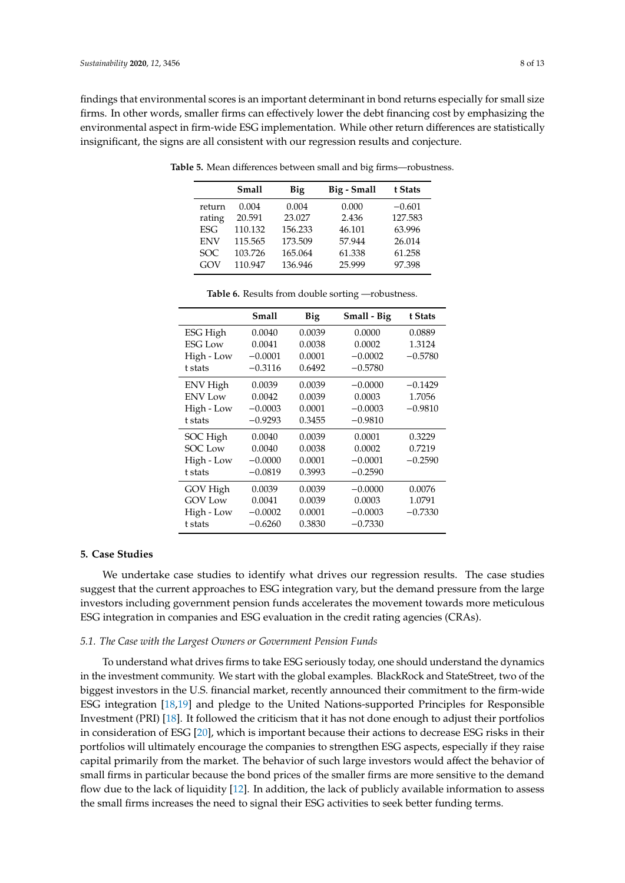findings that environmental scores is an important determinant in bond returns especially for small size firms. In other words, smaller firms can effectively lower the debt financing cost by emphasizing the environmental aspect in firm-wide ESG implementation. While other return differences are statistically insignificant, the signs are all consistent with our regression results and conjecture.

**Table 5.** Mean differences between small and big firms—robustness.

| | Small | Big | Big - Small | t Stats |
|---|---|---|---|---|
| return | 0.004 | 0.004 | 0.000 | −0.601 |
| rating | 20.591 | 23.027 | 2.436 | 127.583 |
| ESG | 110.132 | 156.233 | 46.101 | 63.996 |
| ENV | 115.565 | 173.509 | 57.944 | 26.014 |
| SOC | 103.726 | 165.064 | 61.338 | 61.258 |
| GOV | 110.947 | 136.946 | 25.999 | 97.398 |

**Table 6.** Results from double sorting —robustness.

| | Small | Big | Small - Big | t Stats |
|---|---|---|---|---|
| ESG High | 0.0040 | 0.0039 | 0.0000 | 0.0889 |
| ESG Low | 0.0041 | 0.0038 | 0.0002 | 1.3124 |
| High - Low | −0.0001 | 0.0001 | −0.0002 | −0.5780 |
| t stats | −0.3116 | 0.6492 | −0.5780 | |
| ENV High | 0.0039 | 0.0039 | −0.0000 | −0.1429 |
| ENV Low | 0.0042 | 0.0039 | 0.0003 | 1.7056 |
| High - Low | −0.0003 | 0.0001 | −0.0003 | −0.9810 |
| t stats | −0.9293 | 0.3455 | −0.9810 | |
| SOC High | 0.0040 | 0.0039 | 0.0001 | 0.3229 |
| SOC Low | 0.0040 | 0.0038 | 0.0002 | 0.7219 |
| High - Low | −0.0000 | 0.0001 | −0.0001 | −0.2590 |
| t stats | −0.0819 | 0.3993 | −0.2590 | |
| GOV High | 0.0039 | 0.0039 | −0.0000 | 0.0076 |
| GOV Low | 0.0041 | 0.0039 | 0.0003 | 1.0791 |
| High - Low | −0.0002 | 0.0001 | −0.0003 | −0.7330 |
| t stats | −0.6260 | 0.3830 | −0.7330 | |

## 5. Case Studies

We undertake case studies to identify what drives our regression results. The case studies suggest that the current approaches to ESG integration vary, but the demand pressure from the large investors including government pension funds accelerates the movement towards more meticulous ESG integration in companies and ESG evaluation in the credit rating agencies (CRAs).

### *5.1. The Case with the Largest Owners or Government Pension Funds*

To understand what drives firms to take ESG seriously today, one should understand the dynamics in the investment community. We start with the global examples. BlackRock and StateStreet, two of the biggest investors in the U.S. financial market, recently announced their commitment to the firm-wide ESG integration [18,19] and pledge to the United Nations-supported Principles for Responsible Investment (PRI) [18]. It followed the criticism that it has not done enough to adjust their portfolios in consideration of ESG [20], which is important because their actions to decrease ESG risks in their portfolios will ultimately encourage the companies to strengthen ESG aspects, especially if they raise capital primarily from the market. The behavior of such large investors would affect the behavior of small firms in particular because the bond prices of the smaller firms are more sensitive to the demand flow due to the lack of liquidity [12]. In addition, the lack of publicly available information to assess the small firms increases the need to signal their ESG activities to seek better funding terms.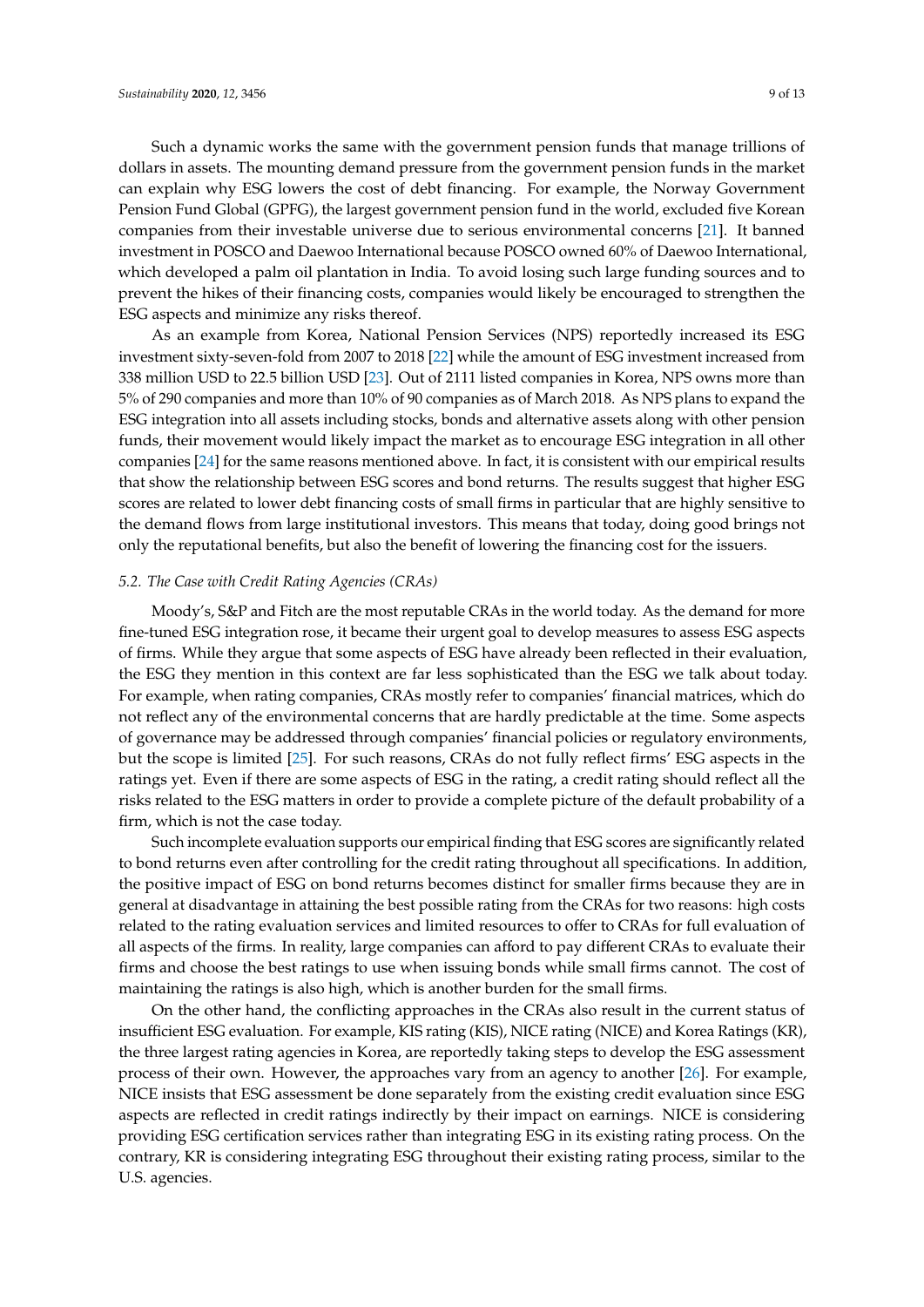Such a dynamic works the same with the government pension funds that manage trillions of dollars in assets. The mounting demand pressure from the government pension funds in the market can explain why ESG lowers the cost of debt financing. For example, the Norway Government Pension Fund Global (GPFG), the largest government pension fund in the world, excluded five Korean companies from their investable universe due to serious environmental concerns [21]. It banned investment in POSCO and Daewoo International because POSCO owned 60% of Daewoo International, which developed a palm oil plantation in India. To avoid losing such large funding sources and to prevent the hikes of their financing costs, companies would likely be encouraged to strengthen the ESG aspects and minimize any risks thereof.

As an example from Korea, National Pension Services (NPS) reportedly increased its ESG investment sixty-seven-fold from 2007 to 2018 [22] while the amount of ESG investment increased from 338 million USD to 22.5 billion USD [23]. Out of 2111 listed companies in Korea, NPS owns more than 5% of 290 companies and more than 10% of 90 companies as of March 2018. As NPS plans to expand the ESG integration into all assets including stocks, bonds and alternative assets along with other pension funds, their movement would likely impact the market as to encourage ESG integration in all other companies [24] for the same reasons mentioned above. In fact, it is consistent with our empirical results that show the relationship between ESG scores and bond returns. The results suggest that higher ESG scores are related to lower debt financing costs of small firms in particular that are highly sensitive to the demand flows from large institutional investors. This means that today, doing good brings not only the reputational benefits, but also the benefit of lowering the financing cost for the issuers.

### *5.2. The Case with Credit Rating Agencies (CRAs)*

Moody's, S&P and Fitch are the most reputable CRAs in the world today. As the demand for more fine-tuned ESG integration rose, it became their urgent goal to develop measures to assess ESG aspects of firms. While they argue that some aspects of ESG have already been reflected in their evaluation, the ESG they mention in this context are far less sophisticated than the ESG we talk about today. For example, when rating companies, CRAs mostly refer to companies' financial matrices, which do not reflect any of the environmental concerns that are hardly predictable at the time. Some aspects of governance may be addressed through companies' financial policies or regulatory environments, but the scope is limited [25]. For such reasons, CRAs do not fully reflect firms' ESG aspects in the ratings yet. Even if there are some aspects of ESG in the rating, a credit rating should reflect all the risks related to the ESG matters in order to provide a complete picture of the default probability of a firm, which is not the case today.

Such incomplete evaluation supports our empirical finding that ESG scores are significantly related to bond returns even after controlling for the credit rating throughout all specifications. In addition, the positive impact of ESG on bond returns becomes distinct for smaller firms because they are in general at disadvantage in attaining the best possible rating from the CRAs for two reasons: high costs related to the rating evaluation services and limited resources to offer to CRAs for full evaluation of all aspects of the firms. In reality, large companies can afford to pay different CRAs to evaluate their firms and choose the best ratings to use when issuing bonds while small firms cannot. The cost of maintaining the ratings is also high, which is another burden for the small firms.

On the other hand, the conflicting approaches in the CRAs also result in the current status of insufficient ESG evaluation. For example, KIS rating (KIS), NICE rating (NICE) and Korea Ratings (KR), the three largest rating agencies in Korea, are reportedly taking steps to develop the ESG assessment process of their own. However, the approaches vary from an agency to another [26]. For example, NICE insists that ESG assessment be done separately from the existing credit evaluation since ESG aspects are reflected in credit ratings indirectly by their impact on earnings. NICE is considering providing ESG certification services rather than integrating ESG in its existing rating process. On the contrary, KR is considering integrating ESG throughout their existing rating process, similar to the U.S. agencies.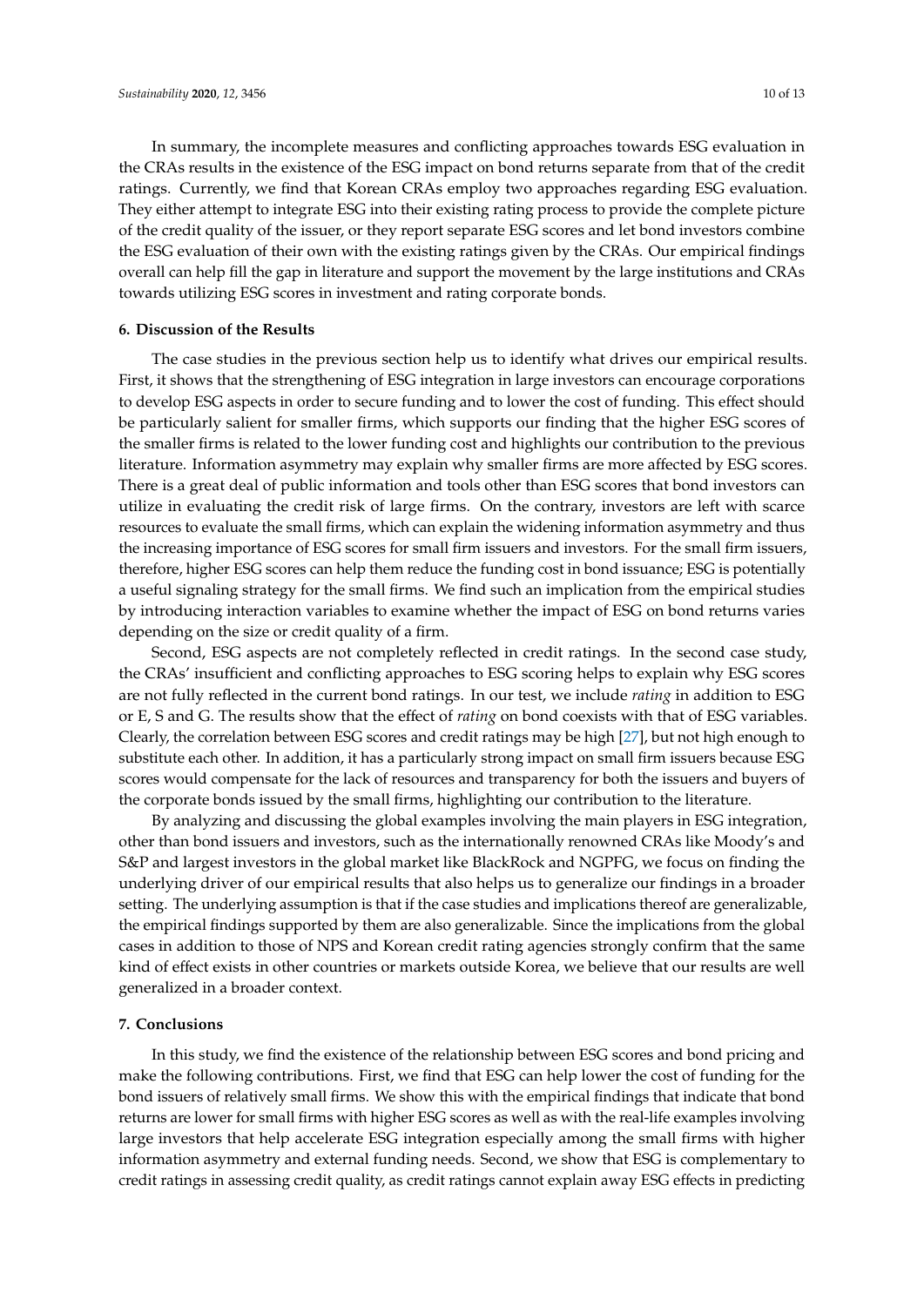In summary, the incomplete measures and conflicting approaches towards ESG evaluation in the CRAs results in the existence of the ESG impact on bond returns separate from that of the credit ratings. Currently, we find that Korean CRAs employ two approaches regarding ESG evaluation. They either attempt to integrate ESG into their existing rating process to provide the complete picture of the credit quality of the issuer, or they report separate ESG scores and let bond investors combine the ESG evaluation of their own with the existing ratings given by the CRAs. Our empirical findings overall can help fill the gap in literature and support the movement by the large institutions and CRAs towards utilizing ESG scores in investment and rating corporate bonds.

## 6. Discussion of the Results

The case studies in the previous section help us to identify what drives our empirical results. First, it shows that the strengthening of ESG integration in large investors can encourage corporations to develop ESG aspects in order to secure funding and to lower the cost of funding. This effect should be particularly salient for smaller firms, which supports our finding that the higher ESG scores of the smaller firms is related to the lower funding cost and highlights our contribution to the previous literature. Information asymmetry may explain why smaller firms are more affected by ESG scores. There is a great deal of public information and tools other than ESG scores that bond investors can utilize in evaluating the credit risk of large firms. On the contrary, investors are left with scarce resources to evaluate the small firms, which can explain the widening information asymmetry and thus the increasing importance of ESG scores for small firm issuers and investors. For the small firm issuers, therefore, higher ESG scores can help them reduce the funding cost in bond issuance; ESG is potentially a useful signaling strategy for the small firms. We find such an implication from the empirical studies by introducing interaction variables to examine whether the impact of ESG on bond returns varies depending on the size or credit quality of a firm.

Second, ESG aspects are not completely reflected in credit ratings. In the second case study, the CRAs' insufficient and conflicting approaches to ESG scoring helps to explain why ESG scores are not fully reflected in the current bond ratings. In our test, we include *rating* in addition to ESG or E, S and G. The results show that the effect of *rating* on bond coexists with that of ESG variables. Clearly, the correlation between ESG scores and credit ratings may be high [27], but not high enough to substitute each other. In addition, it has a particularly strong impact on small firm issuers because ESG scores would compensate for the lack of resources and transparency for both the issuers and buyers of the corporate bonds issued by the small firms, highlighting our contribution to the literature.

By analyzing and discussing the global examples involving the main players in ESG integration, other than bond issuers and investors, such as the internationally renowned CRAs like Moody's and S&P and largest investors in the global market like BlackRock and NGPFG, we focus on finding the underlying driver of our empirical results that also helps us to generalize our findings in a broader setting. The underlying assumption is that if the case studies and implications thereof are generalizable, the empirical findings supported by them are also generalizable. Since the implications from the global cases in addition to those of NPS and Korean credit rating agencies strongly confirm that the same kind of effect exists in other countries or markets outside Korea, we believe that our results are well generalized in a broader context.

## 7. Conclusions

In this study, we find the existence of the relationship between ESG scores and bond pricing and make the following contributions. First, we find that ESG can help lower the cost of funding for the bond issuers of relatively small firms. We show this with the empirical findings that indicate that bond returns are lower for small firms with higher ESG scores as well as with the real-life examples involving large investors that help accelerate ESG integration especially among the small firms with higher information asymmetry and external funding needs. Second, we show that ESG is complementary to credit ratings in assessing credit quality, as credit ratings cannot explain away ESG effects in predicting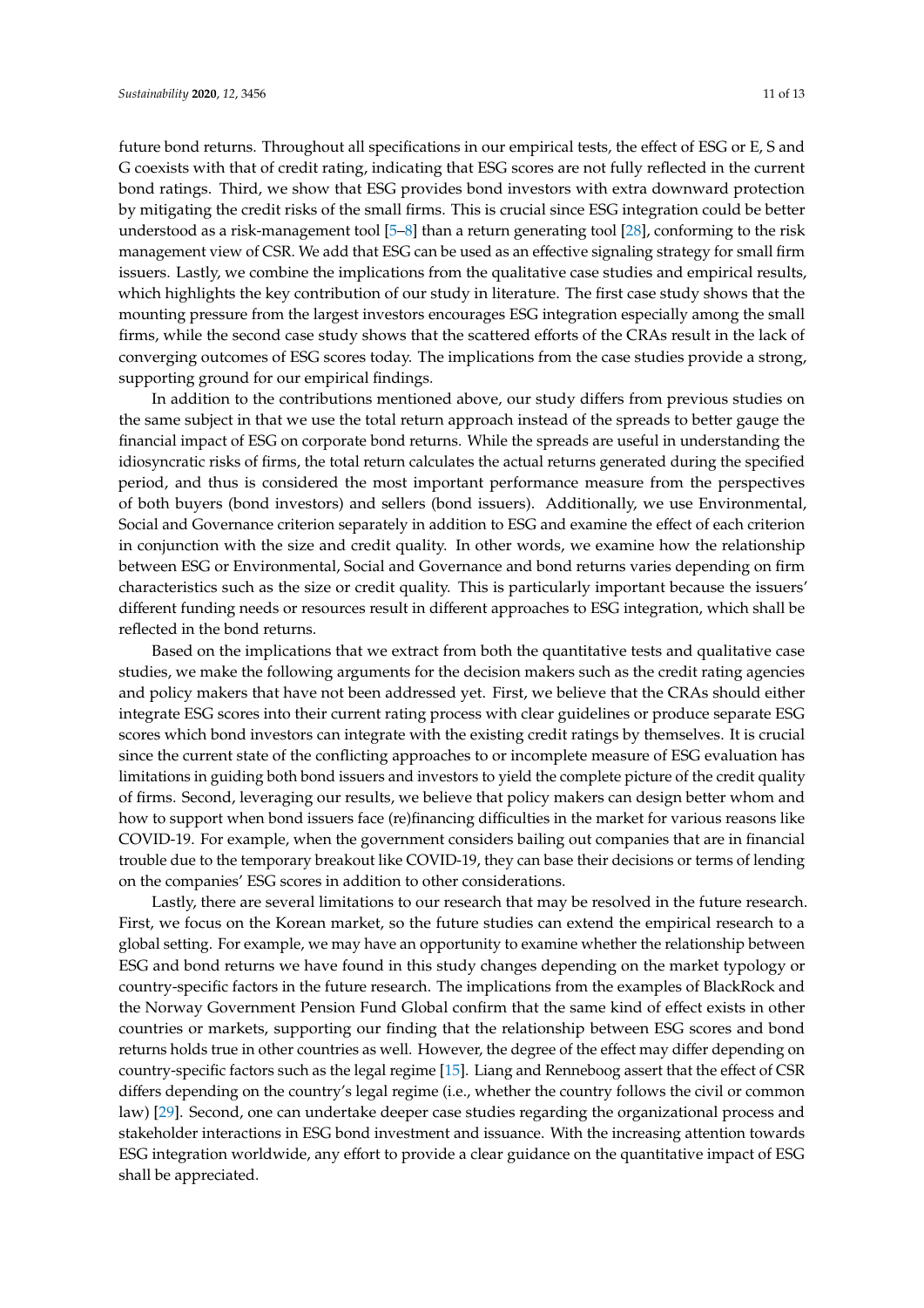future bond returns. Throughout all specifications in our empirical tests, the effect of ESG or E, S and G coexists with that of credit rating, indicating that ESG scores are not fully reflected in the current bond ratings. Third, we show that ESG provides bond investors with extra downward protection by mitigating the credit risks of the small firms. This is crucial since ESG integration could be better understood as a risk-management tool [5–8] than a return generating tool [28], conforming to the risk management view of CSR. We add that ESG can be used as an effective signaling strategy for small firm issuers. Lastly, we combine the implications from the qualitative case studies and empirical results, which highlights the key contribution of our study in literature. The first case study shows that the mounting pressure from the largest investors encourages ESG integration especially among the small firms, while the second case study shows that the scattered efforts of the CRAs result in the lack of converging outcomes of ESG scores today. The implications from the case studies provide a strong, supporting ground for our empirical findings.

In addition to the contributions mentioned above, our study differs from previous studies on the same subject in that we use the total return approach instead of the spreads to better gauge the financial impact of ESG on corporate bond returns. While the spreads are useful in understanding the idiosyncratic risks of firms, the total return calculates the actual returns generated during the specified period, and thus is considered the most important performance measure from the perspectives of both buyers (bond investors) and sellers (bond issuers). Additionally, we use Environmental, Social and Governance criterion separately in addition to ESG and examine the effect of each criterion in conjunction with the size and credit quality. In other words, we examine how the relationship between ESG or Environmental, Social and Governance and bond returns varies depending on firm characteristics such as the size or credit quality. This is particularly important because the issuers' different funding needs or resources result in different approaches to ESG integration, which shall be reflected in the bond returns.

Based on the implications that we extract from both the quantitative tests and qualitative case studies, we make the following arguments for the decision makers such as the credit rating agencies and policy makers that have not been addressed yet. First, we believe that the CRAs should either integrate ESG scores into their current rating process with clear guidelines or produce separate ESG scores which bond investors can integrate with the existing credit ratings by themselves. It is crucial since the current state of the conflicting approaches to or incomplete measure of ESG evaluation has limitations in guiding both bond issuers and investors to yield the complete picture of the credit quality of firms. Second, leveraging our results, we believe that policy makers can design better whom and how to support when bond issuers face (re)financing difficulties in the market for various reasons like COVID-19. For example, when the government considers bailing out companies that are in financial trouble due to the temporary breakout like COVID-19, they can base their decisions or terms of lending on the companies' ESG scores in addition to other considerations.

Lastly, there are several limitations to our research that may be resolved in the future research. First, we focus on the Korean market, so the future studies can extend the empirical research to a global setting. For example, we may have an opportunity to examine whether the relationship between ESG and bond returns we have found in this study changes depending on the market typology or country-specific factors in the future research. The implications from the examples of BlackRock and the Norway Government Pension Fund Global confirm that the same kind of effect exists in other countries or markets, supporting our finding that the relationship between ESG scores and bond returns holds true in other countries as well. However, the degree of the effect may differ depending on country-specific factors such as the legal regime [15]. Liang and Renneboog assert that the effect of CSR differs depending on the country's legal regime (i.e., whether the country follows the civil or common law) [29]. Second, one can undertake deeper case studies regarding the organizational process and stakeholder interactions in ESG bond investment and issuance. With the increasing attention towards ESG integration worldwide, any effort to provide a clear guidance on the quantitative impact of ESG shall be appreciated.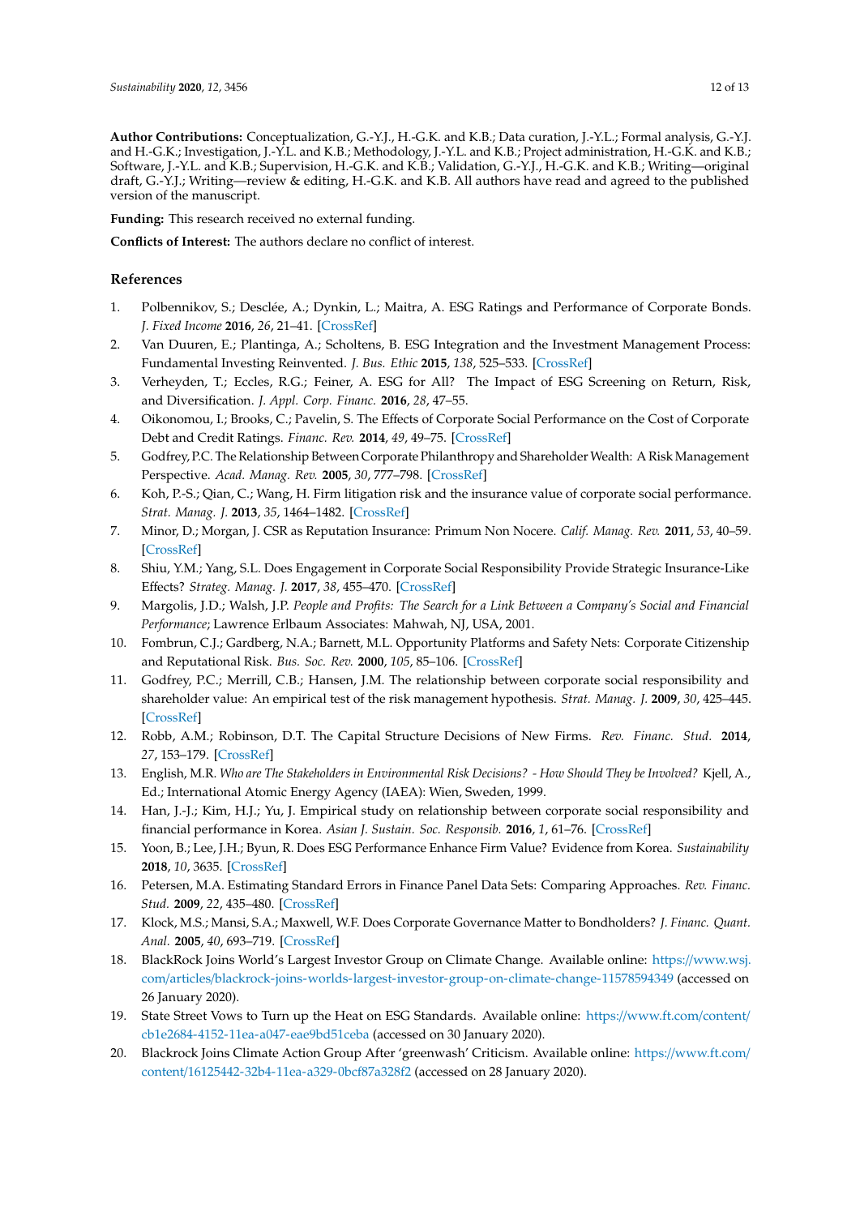**Author Contributions:** Conceptualization, G.-Y.J., H.-G.K. and K.B.; Data curation, J.-Y.L.; Formal analysis, G.-Y.J. and H.-G.K.; Investigation, J.-Y.L. and K.B.; Methodology, J.-Y.L. and K.B.; Project administration, H.-G.K. and K.B.; Software, J.-Y.L. and K.B.; Supervision, H.-G.K. and K.B.; Validation, G.-Y.J., H.-G.K. and K.B.; Writing—original draft, G.-Y.J.; Writing—review & editing, H.-G.K. and K.B. All authors have read and agreed to the published version of the manuscript.

**Funding:** This research received no external funding.

**Conflicts of Interest:** The authors declare no conflict of interest.

## References

1. Polbennikov, S.; Desclée, A.; Dynkin, L.; Maitra, A. ESG Ratings and Performance of Corporate Bonds. *J. Fixed Income* **2016**, *26*, 21–41. [CrossRef]
2. Van Duuren, E.; Plantinga, A.; Scholtens, B. ESG Integration and the Investment Management Process: Fundamental Investing Reinvented. *J. Bus. Ethic* **2015**, *138*, 525–533. [CrossRef]
3. Verheyden, T.; Eccles, R.G.; Feiner, A. ESG for All? The Impact of ESG Screening on Return, Risk, and Diversification. *J. Appl. Corp. Financ.* **2016**, *28*, 47–55.
4. Oikonomou, I.; Brooks, C.; Pavelin, S. The Effects of Corporate Social Performance on the Cost of Corporate Debt and Credit Ratings. *Financ. Rev.* **2014**, *49*, 49–75. [CrossRef]
5. Godfrey, P.C. The Relationship Between Corporate Philanthropy and Shareholder Wealth: A Risk Management Perspective. *Acad. Manag. Rev.* **2005**, *30*, 777–798. [CrossRef]
6. Koh, P.-S.; Qian, C.; Wang, H. Firm litigation risk and the insurance value of corporate social performance. *Strat. Manag. J.* **2013**, *35*, 1464–1482. [CrossRef]
7. Minor, D.; Morgan, J. CSR as Reputation Insurance: Primum Non Nocere. *Calif. Manag. Rev.* **2011**, *53*, 40–59. [CrossRef]
8. Shiu, Y.M.; Yang, S.L. Does Engagement in Corporate Social Responsibility Provide Strategic Insurance-Like Effects? *Strateg. Manag. J.* **2017**, *38*, 455–470. [CrossRef]
9. Margolis, J.D.; Walsh, J.P. *People and Profits: The Search for a Link Between a Company's Social and Financial Performance*; Lawrence Erlbaum Associates: Mahwah, NJ, USA, 2001.
10. Fombrun, C.J.; Gardberg, N.A.; Barnett, M.L. Opportunity Platforms and Safety Nets: Corporate Citizenship and Reputational Risk. *Bus. Soc. Rev.* **2000**, *105*, 85–106. [CrossRef]
11. Godfrey, P.C.; Merrill, C.B.; Hansen, J.M. The relationship between corporate social responsibility and shareholder value: An empirical test of the risk management hypothesis. *Strat. Manag. J.* **2009**, *30*, 425–445. [CrossRef]
12. Robb, A.M.; Robinson, D.T. The Capital Structure Decisions of New Firms. *Rev. Financ. Stud.* **2014**, *27*, 153–179. [CrossRef]
13. English, M.R. *Who are The Stakeholders in Environmental Risk Decisions? - How Should They be Involved?* Kjell, A., Ed.; International Atomic Energy Agency (IAEA): Wien, Sweden, 1999.
14. Han, J.-J.; Kim, H.J.; Yu, J. Empirical study on relationship between corporate social responsibility and financial performance in Korea. *Asian J. Sustain. Soc. Responsib.* **2016**, *1*, 61–76. [CrossRef]
15. Yoon, B.; Lee, J.H.; Byun, R. Does ESG Performance Enhance Firm Value? Evidence from Korea. *Sustainability* **2018**, *10*, 3635. [CrossRef]
16. Petersen, M.A. Estimating Standard Errors in Finance Panel Data Sets: Comparing Approaches. *Rev. Financ. Stud.* **2009**, *22*, 435–480. [CrossRef]
17. Klock, M.S.; Mansi, S.A.; Maxwell, W.F. Does Corporate Governance Matter to Bondholders? *J. Financ. Quant. Anal.* **2005**, *40*, 693–719. [CrossRef]
18. BlackRock Joins World's Largest Investor Group on Climate Change. Available online: https://www.wsj.com/articles/blackrock-joins-worlds-largest-investor-group-on-climate-change-11578594349 (accessed on 26 January 2020).
19. State Street Vows to Turn up the Heat on ESG Standards. Available online: https://www.ft.com/content/cb1e2684-4152-11ea-a047-eae9bd51ceba (accessed on 30 January 2020).
20. Blackrock Joins Climate Action Group After 'greenwash' Criticism. Available online: https://www.ft.com/content/16125442-32b4-11ea-a329-0bcf87a328f2 (accessed on 28 January 2020).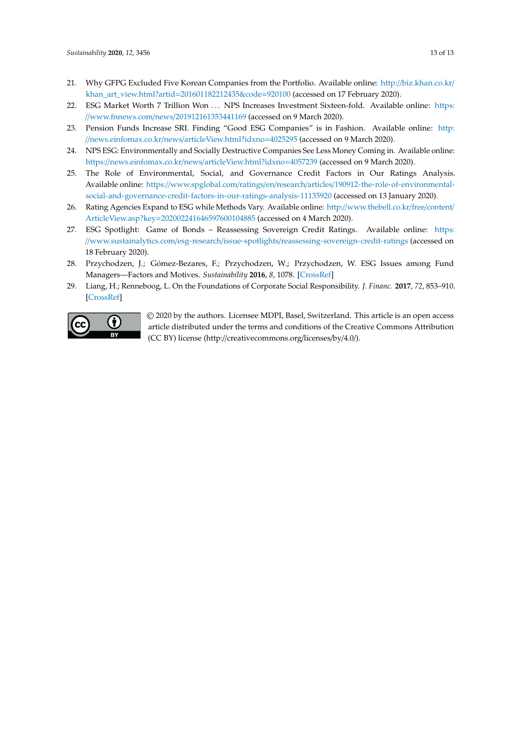21. Why GFPG Excluded Five Korean Companies from the Portfolio. Available online: http://biz.khan.co.kr/khan_art_view.html?artid=201601182212435&code=920100 (accessed on 17 February 2020).
22. ESG Market Worth 7 Trillion Won ... NPS Increases Investment Sixteen-fold. Available online: https://www.fnnews.com/news/201912161353441169 (accessed on 9 March 2020).
23. Pension Funds Increase SRI. Finding "Good ESG Companies" is in Fashion. Available online: http://news.einfomax.co.kr/news/articleView.html?idxno=4025295 (accessed on 9 March 2020).
24. NPS ESG: Environmentally and Socially Destructive Companies See Less Money Coming in. Available online: https://news.einfomax.co.kr/news/articleView.html?idxno=4057239 (accessed on 9 March 2020).
25. The Role of Environmental, Social, and Governance Credit Factors in Our Ratings Analysis. Available online: https://www.spglobal.com/ratings/en/research/articles/190912-the-role-of-environmental-social-and-governance-credit-factors-in-our-ratings-analysis-11135920 (accessed on 13 January 2020).
26. Rating Agencies Expand to ESG while Methods Vary. Available online: http://www.thebell.co.kr/free/content/ArticleView.asp?key=202002241646597600104885 (accessed on 4 March 2020).
27. ESG Spotlight: Game of Bonds – Reassessing Sovereign Credit Ratings. Available online: https://www.sustainalytics.com/esg-research/issue-spotlights/reassessing-sovereign-credit-ratings (accessed on 18 February 2020).
28. Przychodzen, J.; Gómez-Bezares, F.; Przychodzen, W.; Przychodzen, W. ESG Issues among Fund Managers—Factors and Motives. *Sustainability* **2016**, *8*, 1078. [CrossRef]
29. Liang, H.; Renneboog, L. On the Foundations of Corporate Social Responsibility. *J. Financ.* **2017**, *72*, 853–910. [CrossRef]

© 2020 by the authors. Licensee MDPI, Basel, Switzerland. This article is an open access article distributed under the terms and conditions of the Creative Commons Attribution (CC BY) license (http://creativecommons.org/licenses/by/4.0/).